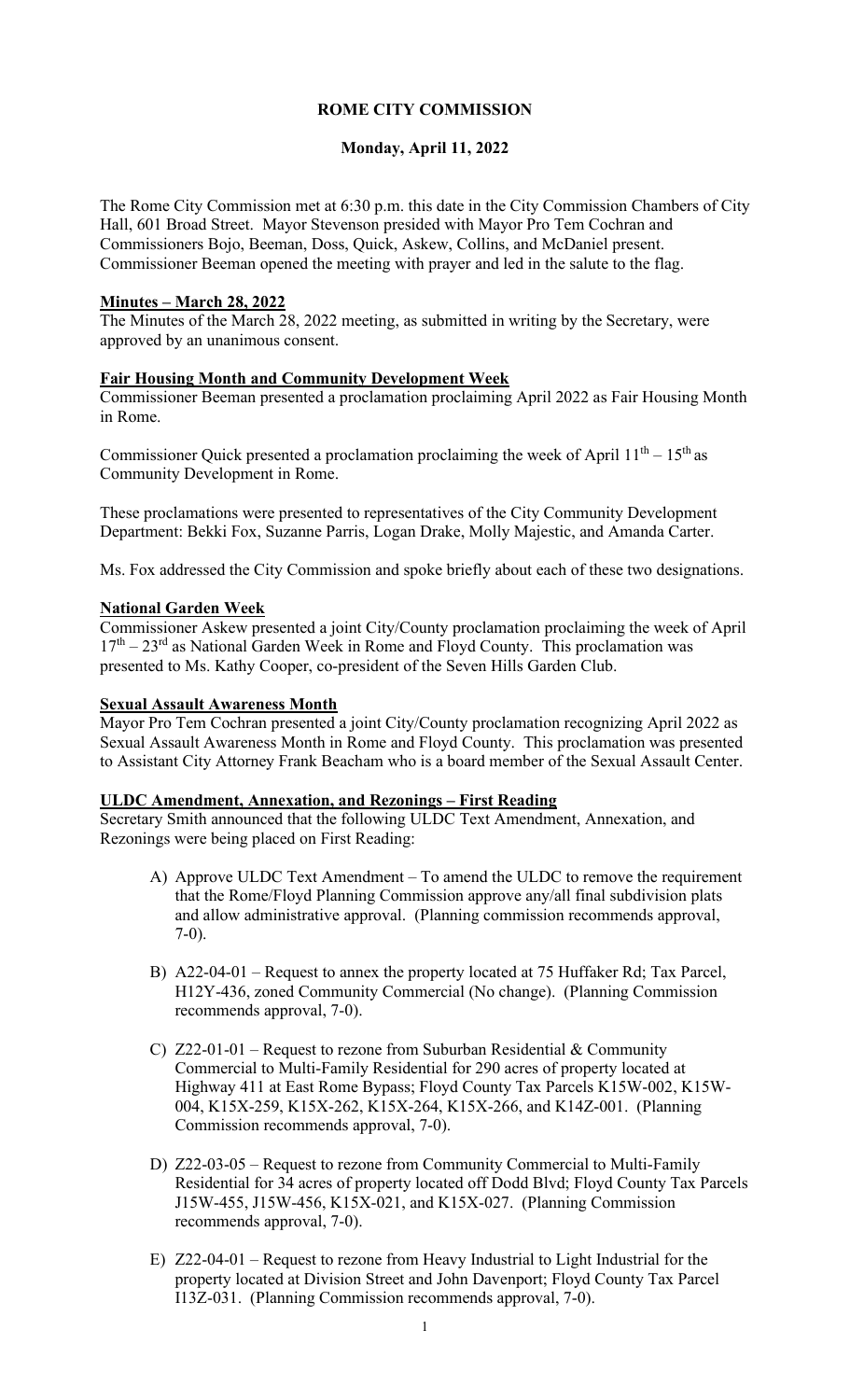# ROME CITY COMMISSION

## Monday, April 11, 2022

The Rome City Commission met at 6:30 p.m. this date in the City Commission Chambers of City Hall, 601 Broad Street. Mayor Stevenson presided with Mayor Pro Tem Cochran and Commissioners Bojo, Beeman, Doss, Quick, Askew, Collins, and McDaniel present. Commissioner Beeman opened the meeting with prayer and led in the salute to the flag.

**Minutes – March 28, 2022**

The Minutes of the March 28, 2022 meeting, as submitted in writing by the Secretary, were approved by an unanimous consent.

**Fair Housing Month and Community Development Week**

Commissioner Beeman presented a proclamation proclaiming April 2022 as Fair Housing Month in Rome.

Commissioner Quick presented a proclamation proclaiming the week of April 11th – 15th as Community Development in Rome.

These proclamations were presented to representatives of the City Community Development Department: Bekki Fox, Suzanne Parris, Logan Drake, Molly Majestic, and Amanda Carter.

Ms. Fox addressed the City Commission and spoke briefly about each of these two designations.

**National Garden Week**

Commissioner Askew presented a joint City/County proclamation proclaiming the week of April 17th – 23rd as National Garden Week in Rome and Floyd County. This proclamation was presented to Ms. Kathy Cooper, co-president of the Seven Hills Garden Club.

**Sexual Assault Awareness Month**

Mayor Pro Tem Cochran presented a joint City/County proclamation recognizing April 2022 as Sexual Assault Awareness Month in Rome and Floyd County. This proclamation was presented to Assistant City Attorney Frank Beacham who is a board member of the Sexual Assault Center.

**ULDC Amendment, Annexation, and Rezonings – First Reading**

Secretary Smith announced that the following ULDC Text Amendment, Annexation, and Rezonings were being placed on First Reading:

A) Approve ULDC Text Amendment – To amend the ULDC to remove the requirement that the Rome/Floyd Planning Commission approve any/all final subdivision plats and allow administrative approval. (Planning commission recommends approval, 7-0).

B) A22-04-01 – Request to annex the property located at 75 Huffaker Rd; Tax Parcel, H12Y-436, zoned Community Commercial (No change). (Planning Commission recommends approval, 7-0).

C) Z22-01-01 – Request to rezone from Suburban Residential & Community Commercial to Multi-Family Residential for 290 acres of property located at Highway 411 at East Rome Bypass; Floyd County Tax Parcels K15W-002, K15W-004, K15X-259, K15X-262, K15X-264, K15X-266, and K14Z-001. (Planning Commission recommends approval, 7-0).

D) Z22-03-05 – Request to rezone from Community Commercial to Multi-Family Residential for 34 acres of property located off Dodd Blvd; Floyd County Tax Parcels J15W-455, J15W-456, K15X-021, and K15X-027. (Planning Commission recommends approval, 7-0).

E) Z22-04-01 – Request to rezone from Heavy Industrial to Light Industrial for the property located at Division Street and John Davenport; Floyd County Tax Parcel I13Z-031. (Planning Commission recommends approval, 7-0).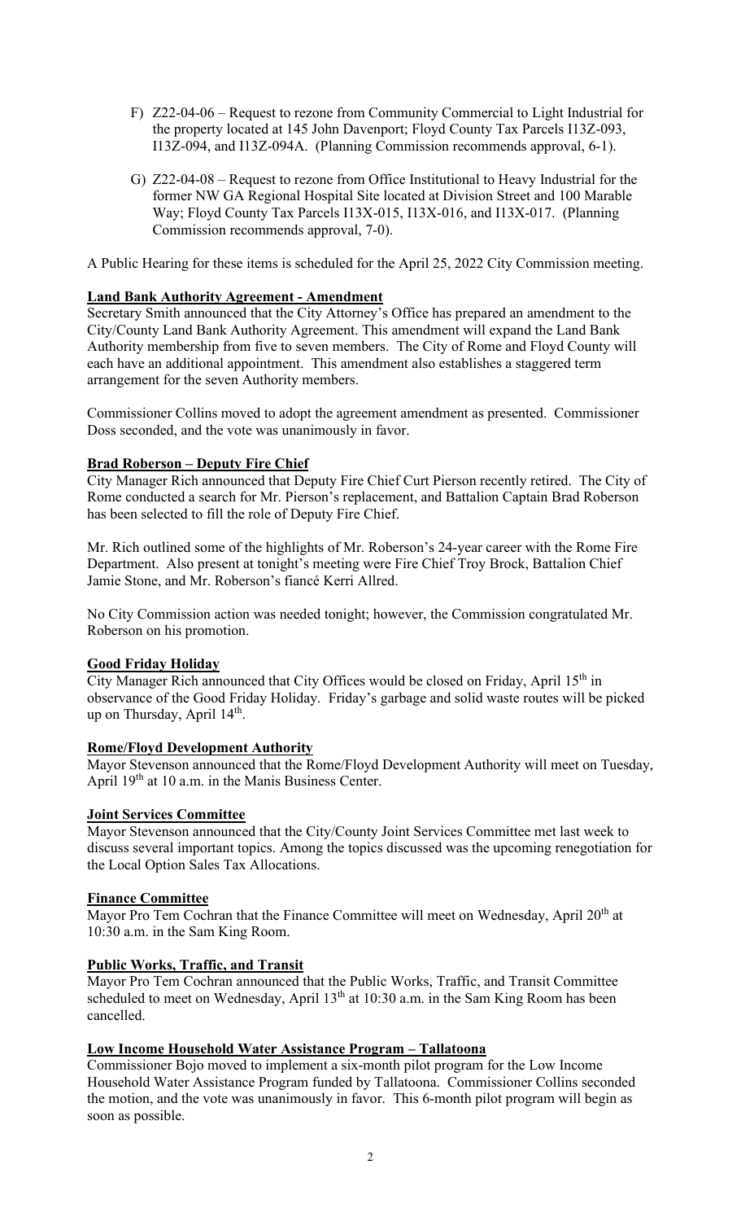F) Z22-04-06 – Request to rezone from Community Commercial to Light Industrial for the property located at 145 John Davenport; Floyd County Tax Parcels I13Z-093, I13Z-094, and I13Z-094A. (Planning Commission recommends approval, 6-1).

G) Z22-04-08 – Request to rezone from Office Institutional to Heavy Industrial for the former NW GA Regional Hospital Site located at Division Street and 100 Marable Way; Floyd County Tax Parcels I13X-015, I13X-016, and I13X-017. (Planning Commission recommends approval, 7-0).

A Public Hearing for these items is scheduled for the April 25, 2022 City Commission meeting.

**Land Bank Authority Agreement - Amendment**

Secretary Smith announced that the City Attorney's Office has prepared an amendment to the City/County Land Bank Authority Agreement. This amendment will expand the Land Bank Authority membership from five to seven members. The City of Rome and Floyd County will each have an additional appointment. This amendment also establishes a staggered term arrangement for the seven Authority members.

Commissioner Collins moved to adopt the agreement amendment as presented. Commissioner Doss seconded, and the vote was unanimously in favor.

**Brad Roberson – Deputy Fire Chief**

City Manager Rich announced that Deputy Fire Chief Curt Pierson recently retired. The City of Rome conducted a search for Mr. Pierson's replacement, and Battalion Captain Brad Roberson has been selected to fill the role of Deputy Fire Chief.

Mr. Rich outlined some of the highlights of Mr. Roberson's 24-year career with the Rome Fire Department. Also present at tonight's meeting were Fire Chief Troy Brock, Battalion Chief Jamie Stone, and Mr. Roberson's fiancé Kerri Allred.

No City Commission action was needed tonight; however, the Commission congratulated Mr. Roberson on his promotion.

**Good Friday Holiday**

City Manager Rich announced that City Offices would be closed on Friday, April 15th in observance of the Good Friday Holiday. Friday's garbage and solid waste routes will be picked up on Thursday, April 14th.

**Rome/Floyd Development Authority**

Mayor Stevenson announced that the Rome/Floyd Development Authority will meet on Tuesday, April 19th at 10 a.m. in the Manis Business Center.

**Joint Services Committee**

Mayor Stevenson announced that the City/County Joint Services Committee met last week to discuss several important topics. Among the topics discussed was the upcoming renegotiation for the Local Option Sales Tax Allocations.

**Finance Committee**

Mayor Pro Tem Cochran that the Finance Committee will meet on Wednesday, April 20th at 10:30 a.m. in the Sam King Room.

**Public Works, Traffic, and Transit**

Mayor Pro Tem Cochran announced that the Public Works, Traffic, and Transit Committee scheduled to meet on Wednesday, April 13th at 10:30 a.m. in the Sam King Room has been cancelled.

**Low Income Household Water Assistance Program – Tallatoona**

Commissioner Bojo moved to implement a six-month pilot program for the Low Income Household Water Assistance Program funded by Tallatoona. Commissioner Collins seconded the motion, and the vote was unanimously in favor. This 6-month pilot program will begin as soon as possible.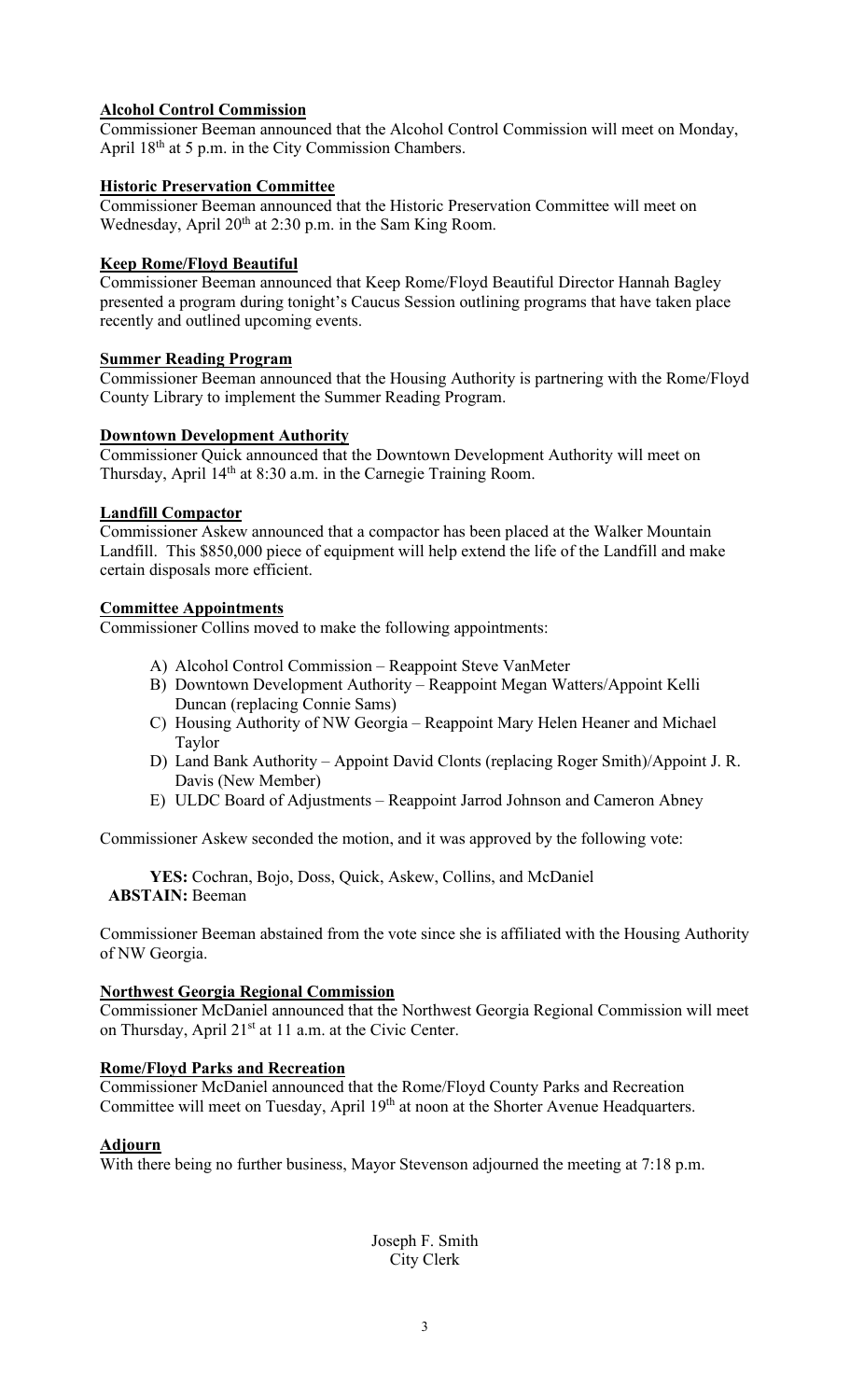**Alcohol Control Commission**
Commissioner Beeman announced that the Alcohol Control Commission will meet on Monday, April 18th at 5 p.m. in the City Commission Chambers.

**Historic Preservation Committee**
Commissioner Beeman announced that the Historic Preservation Committee will meet on Wednesday, April 20th at 2:30 p.m. in the Sam King Room.

**Keep Rome/Floyd Beautiful**
Commissioner Beeman announced that Keep Rome/Floyd Beautiful Director Hannah Bagley presented a program during tonight's Caucus Session outlining programs that have taken place recently and outlined upcoming events.

**Summer Reading Program**
Commissioner Beeman announced that the Housing Authority is partnering with the Rome/Floyd County Library to implement the Summer Reading Program.

**Downtown Development Authority**
Commissioner Quick announced that the Downtown Development Authority will meet on Thursday, April 14th at 8:30 a.m. in the Carnegie Training Room.

**Landfill Compactor**
Commissioner Askew announced that a compactor has been placed at the Walker Mountain Landfill. This $850,000 piece of equipment will help extend the life of the Landfill and make certain disposals more efficient.

**Committee Appointments**
Commissioner Collins moved to make the following appointments:

A) Alcohol Control Commission – Reappoint Steve VanMeter
B) Downtown Development Authority – Reappoint Megan Watters/Appoint Kelli Duncan (replacing Connie Sams)
C) Housing Authority of NW Georgia – Reappoint Mary Helen Heaner and Michael Taylor
D) Land Bank Authority – Appoint David Clonts (replacing Roger Smith)/Appoint J. R. Davis (New Member)
E) ULDC Board of Adjustments – Reappoint Jarrod Johnson and Cameron Abney

Commissioner Askew seconded the motion, and it was approved by the following vote:

**YES:** Cochran, Bojo, Doss, Quick, Askew, Collins, and McDaniel
**ABSTAIN:** Beeman

Commissioner Beeman abstained from the vote since she is affiliated with the Housing Authority of NW Georgia.

**Northwest Georgia Regional Commission**
Commissioner McDaniel announced that the Northwest Georgia Regional Commission will meet on Thursday, April 21st at 11 a.m. at the Civic Center.

**Rome/Floyd Parks and Recreation**
Commissioner McDaniel announced that the Rome/Floyd County Parks and Recreation Committee will meet on Tuesday, April 19th at noon at the Shorter Avenue Headquarters.

**Adjourn**
With there being no further business, Mayor Stevenson adjourned the meeting at 7:18 p.m.

Joseph F. Smith
City Clerk